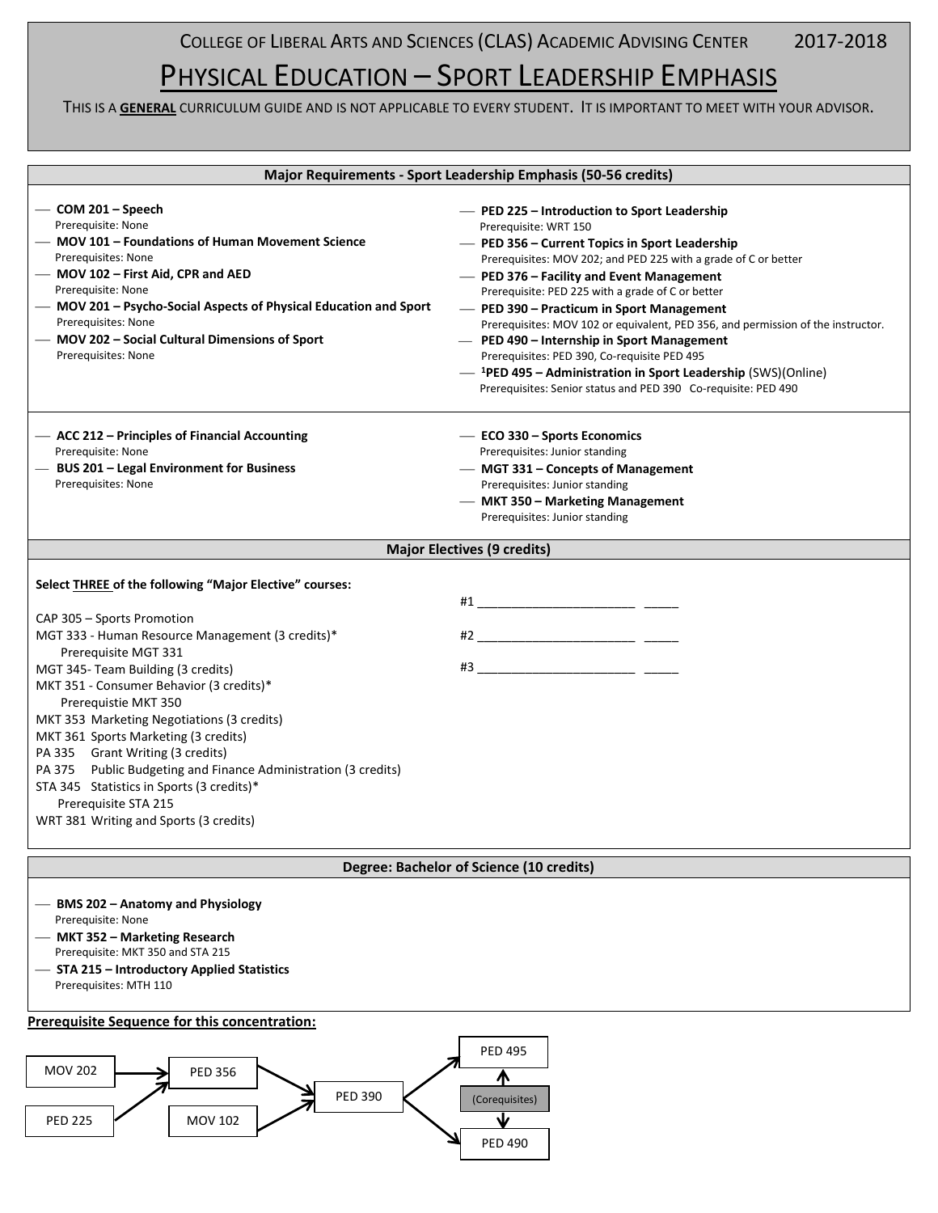College of Liberal Arts and Sciences (CLAS) Academic Advising Center 2017-2018

# Physical Education – Sport Leadership Emphasis

This is a **general** curriculum guide and is not applicable to every student. It is important to meet with your advisor.

## Major Requirements - Sport Leadership Emphasis (50-56 credits)

- **COM 201 – Speech**
  Prerequisite: None
- **MOV 101 – Foundations of Human Movement Science**
  Prerequisites: None
- **MOV 102 – First Aid, CPR and AED**
  Prerequisite: None
- **MOV 201 – Psycho-Social Aspects of Physical Education and Sport**
  Prerequisites: None
- **MOV 202 – Social Cultural Dimensions of Sport**
  Prerequisites: None
- **PED 225 – Introduction to Sport Leadership**
  Prerequisite: WRT 150
- **PED 356 – Current Topics in Sport Leadership**
  Prerequisites: MOV 202; and PED 225 with a grade of C or better
- **PED 376 – Facility and Event Management**
  Prerequisite: PED 225 with a grade of C or better
- **PED 390 – Practicum in Sport Management**
  Prerequisites: MOV 102 or equivalent, PED 356, and permission of the instructor.
- **PED 490 – Internship in Sport Management**
  Prerequisites: PED 390, Co-requisite PED 495
- [1]**PED 495 – Administration in Sport Leadership** (SWS)(Online)
  Prerequisites: Senior status and PED 390 Co-requisite: PED 490

- **ACC 212 – Principles of Financial Accounting**
  Prerequisite: None
- **BUS 201 – Legal Environment for Business**
  Prerequisites: None
- **ECO 330 – Sports Economics**
  Prerequisites: Junior standing
- **MGT 331 – Concepts of Management**
  Prerequisites: Junior standing
- **MKT 350 – Marketing Management**
  Prerequisites: Junior standing

## Major Electives (9 credits)

**Select THREE of the following "Major Elective" courses:**

CAP 305 – Sports Promotion
MGT 333 - Human Resource Management (3 credits)*
  Prerequisite MGT 331
MGT 345- Team Building (3 credits)
MKT 351 - Consumer Behavior (3 credits)*
  Prerequistie MKT 350
MKT 353 Marketing Negotiations (3 credits)
MKT 361 Sports Marketing (3 credits)
PA 335 Grant Writing (3 credits)
PA 375 Public Budgeting and Finance Administration (3 credits)
STA 345 Statistics in Sports (3 credits)*
  Prerequisite STA 215
WRT 381 Writing and Sports (3 credits)

#1 ______________________ _____

#2 ______________________ _____

#3 ______________________ _____

## Degree: Bachelor of Science (10 credits)

- **BMS 202 – Anatomy and Physiology**
  Prerequisite: None
- **MKT 352 – Marketing Research**
  Prerequisite: MKT 350 and STA 215
- **STA 215 – Introductory Applied Statistics**
  Prerequisites: MTH 110

**Prerequisite Sequence for this concentration:**

MOV 202 → PED 356
PED 225 → PED 356
PED 356 → PED 390
MOV 102 → PED 390
PED 390 → PED 495
PED 390 → PED 490
PED 495 ↔ PED 490 (Corequisites)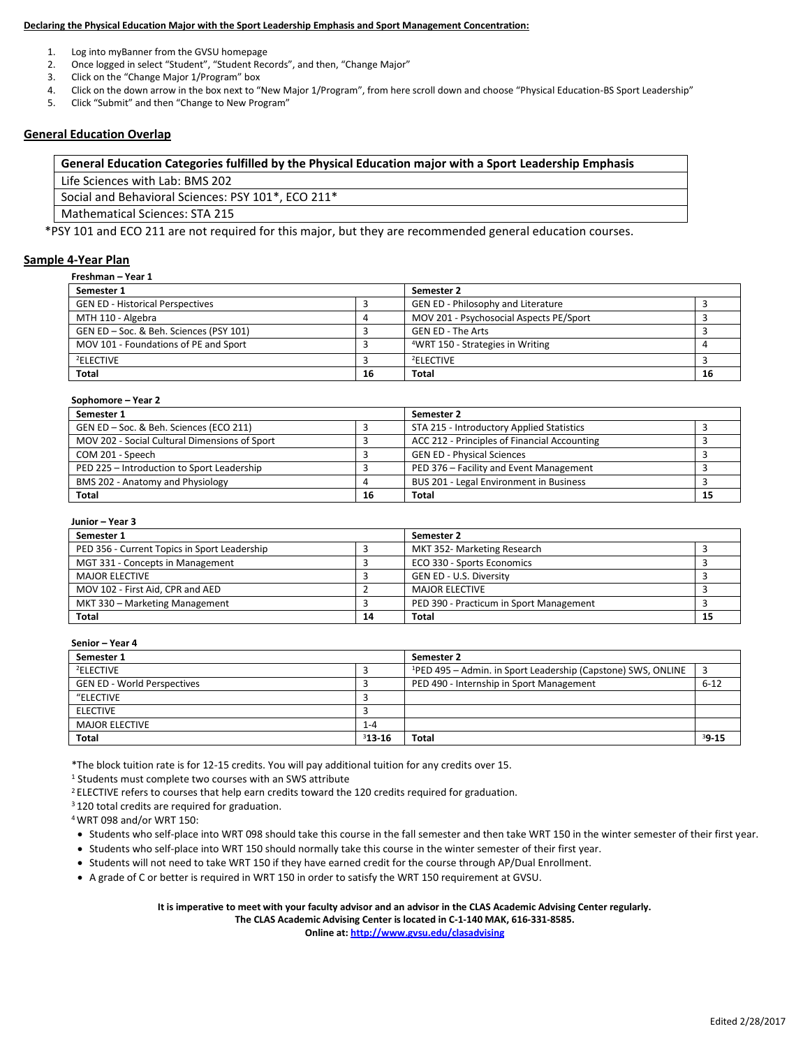**Declaring the Physical Education Major with the Sport Leadership Emphasis and Sport Management Concentration:**

1. Log into myBanner from the GVSU homepage
2. Once logged in select "Student", "Student Records", and then, "Change Major"
3. Click on the "Change Major 1/Program" box
4. Click on the down arrow in the box next to "New Major 1/Program", from here scroll down and choose "Physical Education-BS Sport Leadership"
5. Click "Submit" and then "Change to New Program"

## General Education Overlap

| General Education Categories fulfilled by the Physical Education major with a Sport Leadership Emphasis |
|---|
| Life Sciences with Lab: BMS 202 |
| Social and Behavioral Sciences: PSY 101*, ECO 211* |
| Mathematical Sciences: STA 215 |

*PSY 101 and ECO 211 are not required for this major, but they are recommended general education courses.

## Sample 4-Year Plan

**Freshman – Year 1**

| Semester 1 | | Semester 2 | |
|---|---|---|---|
| GEN ED - Historical Perspectives | 3 | GEN ED - Philosophy and Literature | 3 |
| MTH 110 - Algebra | 4 | MOV 201 - Psychosocial Aspects PE/Sport | 3 |
| GEN ED – Soc. & Beh. Sciences (PSY 101) | 3 | GEN ED - The Arts | 3 |
| MOV 101 - Foundations of PE and Sport | 3 | [4]WRT 150 - Strategies in Writing | 4 |
| [2]ELECTIVE | 3 | [2]ELECTIVE | 3 |
| **Total** | **16** | **Total** | **16** |

**Sophomore – Year 2**

| Semester 1 | | Semester 2 | |
|---|---|---|---|
| GEN ED – Soc. & Beh. Sciences (ECO 211) | 3 | STA 215 - Introductory Applied Statistics | 3 |
| MOV 202 - Social Cultural Dimensions of Sport | 3 | ACC 212 - Principles of Financial Accounting | 3 |
| COM 201 - Speech | 3 | GEN ED - Physical Sciences | 3 |
| PED 225 – Introduction to Sport Leadership | 3 | PED 376 – Facility and Event Management | 3 |
| BMS 202 - Anatomy and Physiology | 4 | BUS 201 - Legal Environment in Business | 3 |
| **Total** | **16** | **Total** | **15** |

**Junior – Year 3**

| Semester 1 | | Semester 2 | |
|---|---|---|---|
| PED 356 - Current Topics in Sport Leadership | 3 | MKT 352- Marketing Research | 3 |
| MGT 331 - Concepts in Management | 3 | ECO 330 - Sports Economics | 3 |
| MAJOR ELECTIVE | 3 | GEN ED - U.S. Diversity | 3 |
| MOV 102 - First Aid, CPR and AED | 2 | MAJOR ELECTIVE | 3 |
| MKT 330 – Marketing Management | 3 | PED 390 - Practicum in Sport Management | 3 |
| **Total** | **14** | **Total** | **15** |

**Senior – Year 4**

| Semester 1 | | Semester 2 | |
|---|---|---|---|
| [2]ELECTIVE | 3 | [1]PED 495 – Admin. in Sport Leadership (Capstone) SWS, ONLINE | 3 |
| GEN ED - World Perspectives | 3 | PED 490 - Internship in Sport Management | 6-12 |
| "ELECTIVE | 3 | | |
| ELECTIVE | 3 | | |
| MAJOR ELECTIVE | 1-4 | | |
| **Total** | [3]**13-16** | **Total** | [3]**9-15** |

*The block tuition rate is for 12-15 credits. You will pay additional tuition for any credits over 15.

[1] Students must complete two courses with an SWS attribute

[2] ELECTIVE refers to courses that help earn credits toward the 120 credits required for graduation.

[3] 120 total credits are required for graduation.

[4] WRT 098 and/or WRT 150:

- Students who self-place into WRT 098 should take this course in the fall semester and then take WRT 150 in the winter semester of their first year.
- Students who self-place into WRT 150 should normally take this course in the winter semester of their first year.
- Students will not need to take WRT 150 if they have earned credit for the course through AP/Dual Enrollment.
- A grade of C or better is required in WRT 150 in order to satisfy the WRT 150 requirement at GVSU.

**It is imperative to meet with your faculty advisor and an advisor in the CLAS Academic Advising Center regularly.**
**The CLAS Academic Advising Center is located in C-1-140 MAK, 616-331-8585.**
**Online at: http://www.gvsu.edu/clasadvising**

Edited 2/28/2017